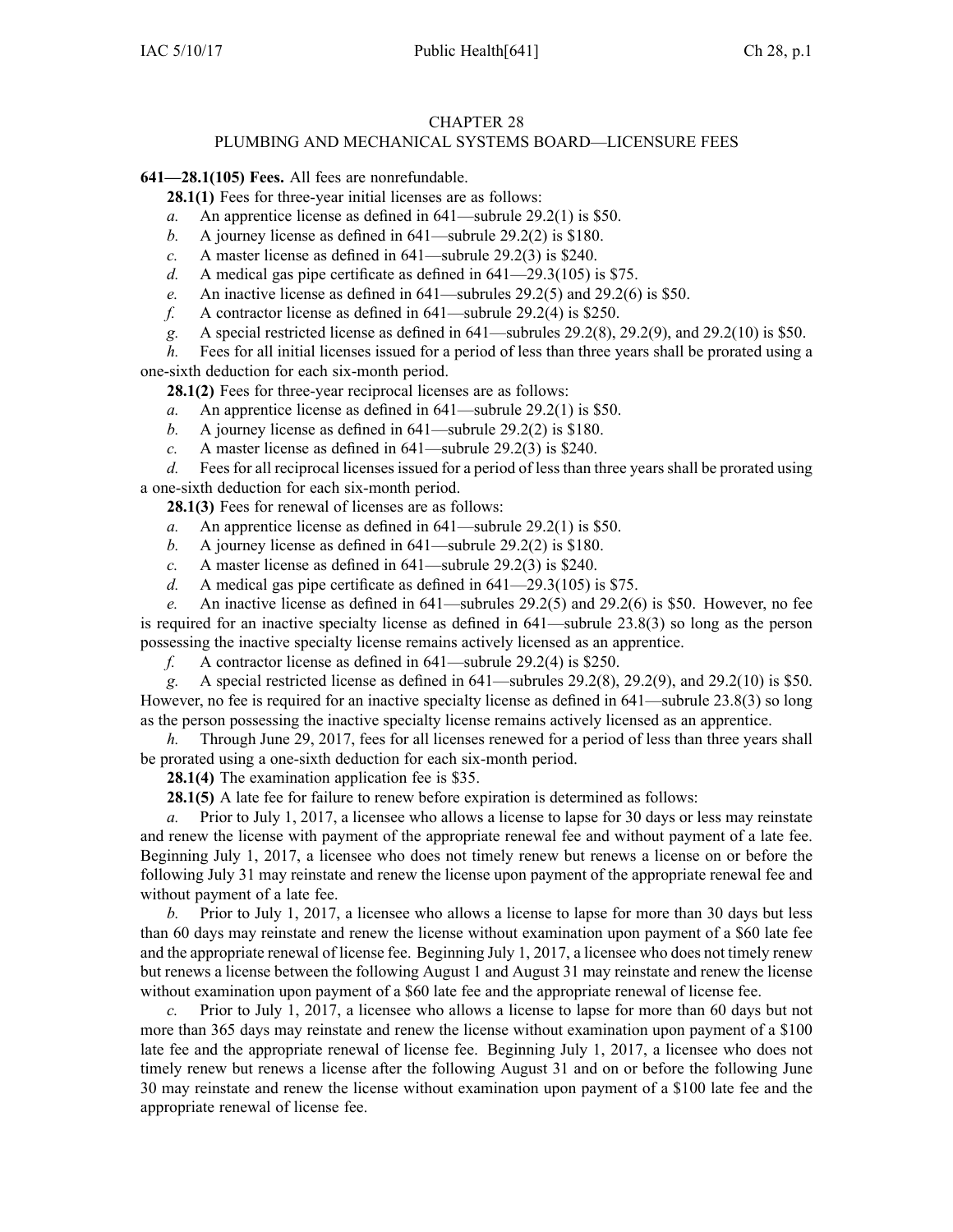# CHAPTER 28
## PLUMBING AND MECHANICAL SYSTEMS BOARD—LICENSURE FEES

**641—28.1(105) Fees.** All fees are nonrefundable.

**28.1(1)** Fees for three-year initial licenses are as follows:

*a.* An apprentice license as defined in 641—subrule 29.2(1) is $50.

*b.* A journey license as defined in 641—subrule 29.2(2) is $180.

*c.* A master license as defined in 641—subrule 29.2(3) is $240.

*d.* A medical gas pipe certificate as defined in 641—29.3(105) is $75.

*e.* An inactive license as defined in 641—subrules 29.2(5) and 29.2(6) is $50.

*f.* A contractor license as defined in 641—subrule 29.2(4) is $250.

*g.* A special restricted license as defined in 641—subrules 29.2(8), 29.2(9), and 29.2(10) is $50.

*h.* Fees for all initial licenses issued for a period of less than three years shall be prorated using a one-sixth deduction for each six-month period.

**28.1(2)** Fees for three-year reciprocal licenses are as follows:

*a.* An apprentice license as defined in 641—subrule 29.2(1) is $50.

*b.* A journey license as defined in 641—subrule 29.2(2) is $180.

*c.* A master license as defined in 641—subrule 29.2(3) is $240.

*d.* Fees for all reciprocal licenses issued for a period of less than three years shall be prorated using a one-sixth deduction for each six-month period.

**28.1(3)** Fees for renewal of licenses are as follows:

*a.* An apprentice license as defined in 641—subrule 29.2(1) is $50.

*b.* A journey license as defined in 641—subrule 29.2(2) is $180.

*c.* A master license as defined in 641—subrule 29.2(3) is $240.

*d.* A medical gas pipe certificate as defined in 641—29.3(105) is $75.

*e.* An inactive license as defined in 641—subrules 29.2(5) and 29.2(6) is $50. However, no fee is required for an inactive specialty license as defined in 641—subrule 23.8(3) so long as the person possessing the inactive specialty license remains actively licensed as an apprentice.

*f.* A contractor license as defined in 641—subrule 29.2(4) is $250.

*g.* A special restricted license as defined in 641—subrules 29.2(8), 29.2(9), and 29.2(10) is $50. However, no fee is required for an inactive specialty license as defined in 641—subrule 23.8(3) so long as the person possessing the inactive specialty license remains actively licensed as an apprentice.

*h.* Through June 29, 2017, fees for all licenses renewed for a period of less than three years shall be prorated using a one-sixth deduction for each six-month period.

**28.1(4)** The examination application fee is $35.

**28.1(5)** A late fee for failure to renew before expiration is determined as follows:

*a.* Prior to July 1, 2017, a licensee who allows a license to lapse for 30 days or less may reinstate and renew the license with payment of the appropriate renewal fee and without payment of a late fee. Beginning July 1, 2017, a licensee who does not timely renew but renews a license on or before the following July 31 may reinstate and renew the license upon payment of the appropriate renewal fee and without payment of a late fee.

*b.* Prior to July 1, 2017, a licensee who allows a license to lapse for more than 30 days but less than 60 days may reinstate and renew the license without examination upon payment of a $60 late fee and the appropriate renewal of license fee. Beginning July 1, 2017, a licensee who does not timely renew but renews a license between the following August 1 and August 31 may reinstate and renew the license without examination upon payment of a $60 late fee and the appropriate renewal of license fee.

*c.* Prior to July 1, 2017, a licensee who allows a license to lapse for more than 60 days but not more than 365 days may reinstate and renew the license without examination upon payment of a $100 late fee and the appropriate renewal of license fee. Beginning July 1, 2017, a licensee who does not timely renew but renews a license after the following August 31 and on or before the following June 30 may reinstate and renew the license without examination upon payment of a $100 late fee and the appropriate renewal of license fee.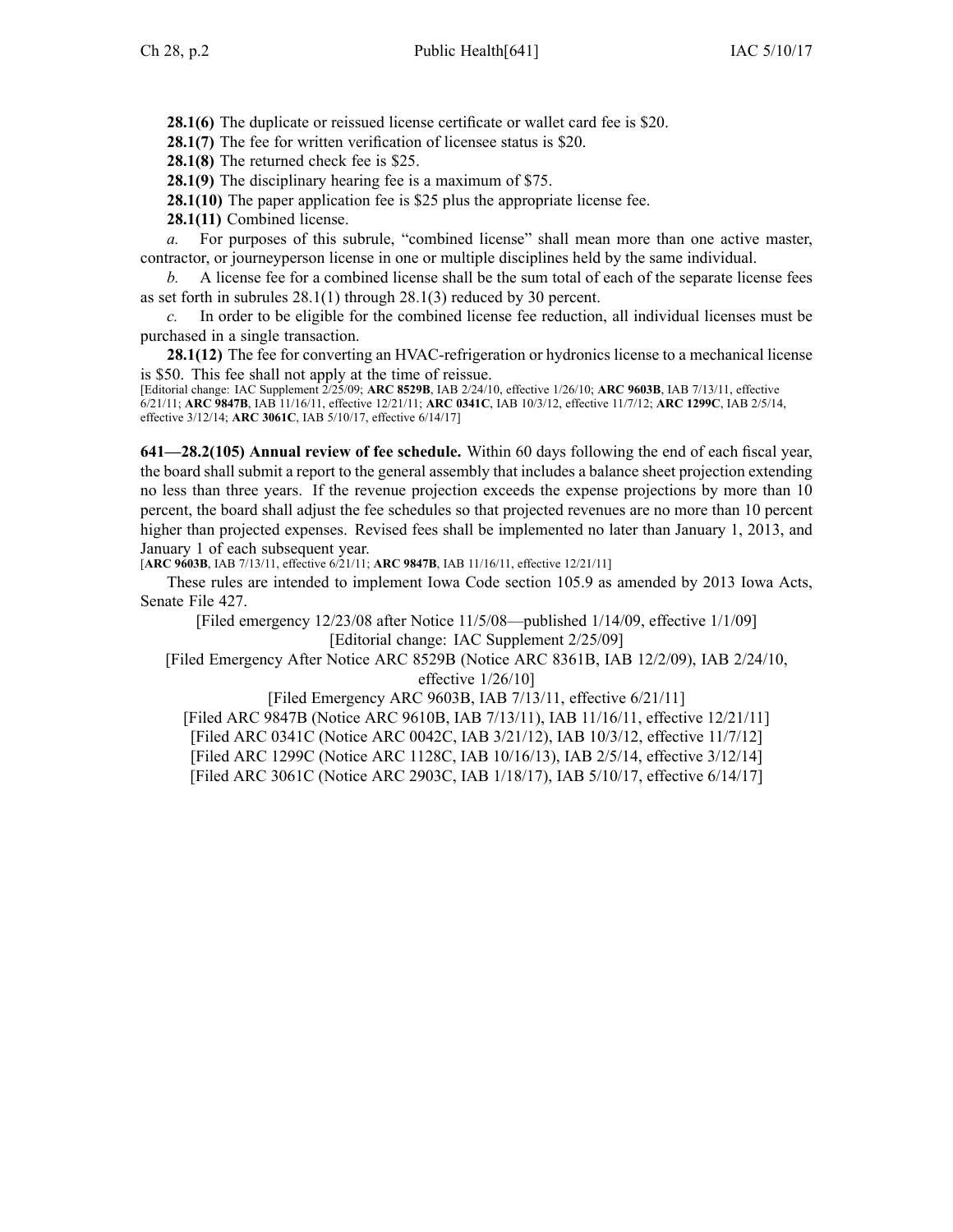**28.1(6)** The duplicate or reissued license certificate or wallet card fee is $20.

**28.1(7)** The fee for written verification of licensee status is $20.

**28.1(8)** The returned check fee is $25.

**28.1(9)** The disciplinary hearing fee is a maximum of $75.

**28.1(10)** The paper application fee is $25 plus the appropriate license fee.

**28.1(11)** Combined license.

*a.* For purposes of this subrule, "combined license" shall mean more than one active master, contractor, or journeyperson license in one or multiple disciplines held by the same individual.

*b.* A license fee for a combined license shall be the sum total of each of the separate license fees as set forth in subrules 28.1(1) through 28.1(3) reduced by 30 percent.

*c.* In order to be eligible for the combined license fee reduction, all individual licenses must be purchased in a single transaction.

**28.1(12)** The fee for converting an HVAC-refrigeration or hydronics license to a mechanical license is $50. This fee shall not apply at the time of reissue.

[Editorial change: IAC Supplement 2/25/09; **ARC 8529B**, IAB 2/24/10, effective 1/26/10; **ARC 9603B**, IAB 7/13/11, effective 6/21/11; **ARC 9847B**, IAB 11/16/11, effective 12/21/11; **ARC 0341C**, IAB 10/3/12, effective 11/7/12; **ARC 1299C**, IAB 2/5/14, effective 3/12/14; **ARC 3061C**, IAB 5/10/17, effective 6/14/17]

**641—28.2(105) Annual review of fee schedule.** Within 60 days following the end of each fiscal year, the board shall submit a report to the general assembly that includes a balance sheet projection extending no less than three years. If the revenue projection exceeds the expense projections by more than 10 percent, the board shall adjust the fee schedules so that projected revenues are no more than 10 percent higher than projected expenses. Revised fees shall be implemented no later than January 1, 2013, and January 1 of each subsequent year.

[**ARC 9603B**, IAB 7/13/11, effective 6/21/11; **ARC 9847B**, IAB 11/16/11, effective 12/21/11]

These rules are intended to implement Iowa Code section 105.9 as amended by 2013 Iowa Acts, Senate File 427.

[Filed emergency 12/23/08 after Notice 11/5/08—published 1/14/09, effective 1/1/09]

[Editorial change: IAC Supplement 2/25/09]

[Filed Emergency After Notice ARC 8529B (Notice ARC 8361B, IAB 12/2/09), IAB 2/24/10, effective 1/26/10]

[Filed Emergency ARC 9603B, IAB 7/13/11, effective 6/21/11]

[Filed ARC 9847B (Notice ARC 9610B, IAB 7/13/11), IAB 11/16/11, effective 12/21/11]

[Filed ARC 0341C (Notice ARC 0042C, IAB 3/21/12), IAB 10/3/12, effective 11/7/12]

[Filed ARC 1299C (Notice ARC 1128C, IAB 10/16/13), IAB 2/5/14, effective 3/12/14]

[Filed ARC 3061C (Notice ARC 2903C, IAB 1/18/17), IAB 5/10/17, effective 6/14/17]